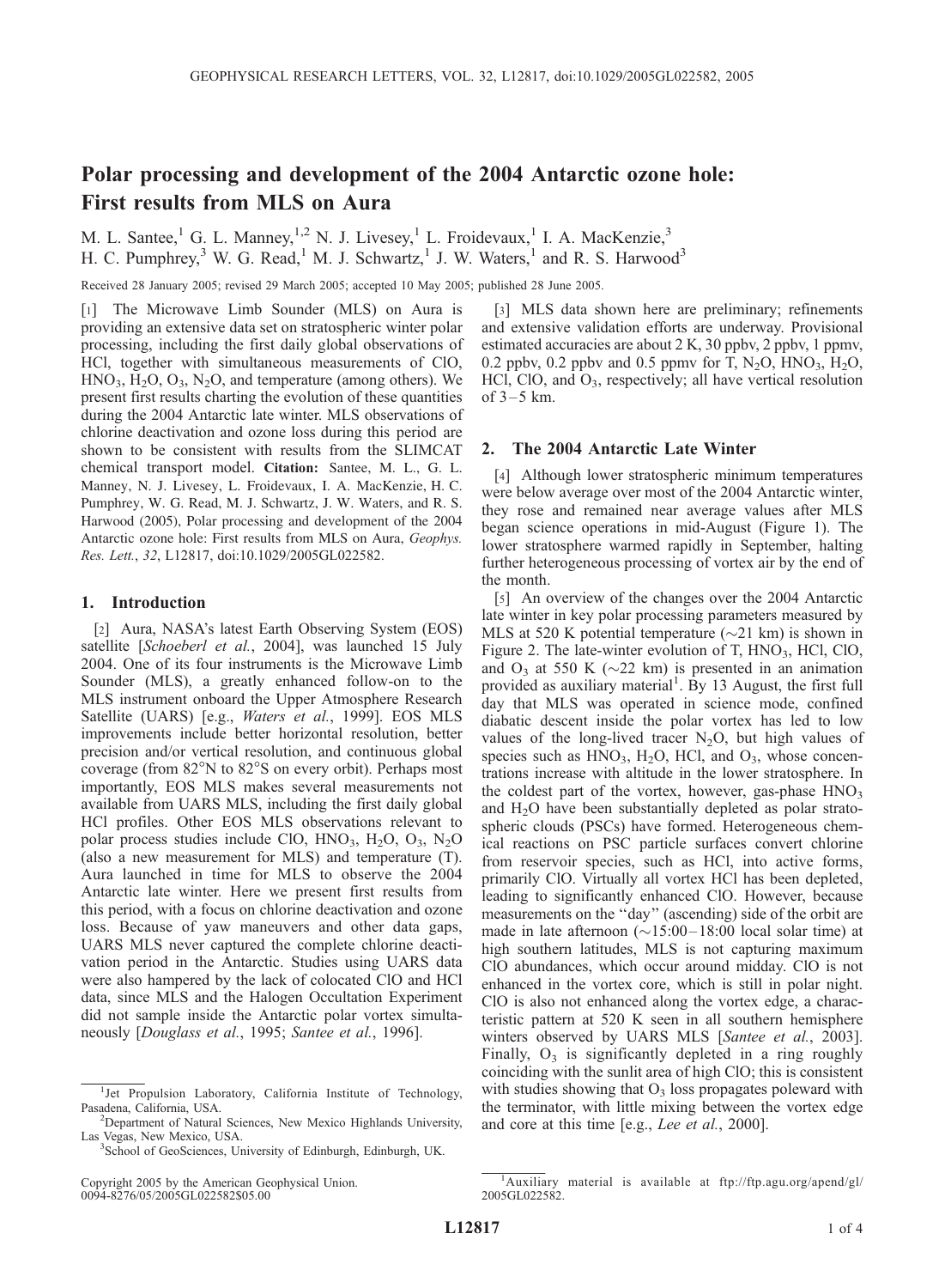# Polar processing and development of the 2004 Antarctic ozone hole: First results from MLS on Aura

M. L. Santee,[1] G. L. Manney,[1,2] N. J. Livesey,[1] L. Froidevaux,[1] I. A. MacKenzie,[3] H. C. Pumphrey,[3] W. G. Read,[1] M. J. Schwartz,[1] J. W. Waters,[1] and R. S. Harwood[3]

Received 28 January 2005; revised 29 March 2005; accepted 10 May 2005; published 28 June 2005.

[1] The Microwave Limb Sounder (MLS) on Aura is providing an extensive data set on stratospheric winter polar processing, including the first daily global observations of HCl, together with simultaneous measurements of ClO, $HNO_3$, $H_2O$, $O_3$, $N_2O$, and temperature (among others). We present first results charting the evolution of these quantities during the 2004 Antarctic late winter. MLS observations of chlorine deactivation and ozone loss during this period are shown to be consistent with results from the SLIMCAT chemical transport model. **Citation:** Santee, M. L., G. L. Manney, N. J. Livesey, L. Froidevaux, I. A. MacKenzie, H. C. Pumphrey, W. G. Read, M. J. Schwartz, J. W. Waters, and R. S. Harwood (2005), Polar processing and development of the 2004 Antarctic ozone hole: First results from MLS on Aura, *Geophys. Res. Lett.*, *32*, L12817, doi:10.1029/2005GL022582.

## 1. Introduction

[2] Aura, NASA's latest Earth Observing System (EOS) satellite [*Schoeberl et al.*, 2004], was launched 15 July 2004. One of its four instruments is the Microwave Limb Sounder (MLS), a greatly enhanced follow-on to the MLS instrument onboard the Upper Atmosphere Research Satellite (UARS) [e.g., *Waters et al.*, 1999]. EOS MLS improvements include better horizontal resolution, better precision and/or vertical resolution, and continuous global coverage (from 82°N to 82°S on every orbit). Perhaps most importantly, EOS MLS makes several measurements not available from UARS MLS, including the first daily global HCl profiles. Other EOS MLS observations relevant to polar process studies include ClO, $HNO_3$, $H_2O$, $O_3$, $N_2O$ (also a new measurement for MLS) and temperature (T). Aura launched in time for MLS to observe the 2004 Antarctic late winter. Here we present first results from this period, with a focus on chlorine deactivation and ozone loss. Because of yaw maneuvers and other data gaps, UARS MLS never captured the complete chlorine deactivation period in the Antarctic. Studies using UARS data were also hampered by the lack of colocated ClO and HCl data, since MLS and the Halogen Occultation Experiment did not sample inside the Antarctic polar vortex simultaneously [*Douglass et al.*, 1995; *Santee et al.*, 1996].

[3] MLS data shown here are preliminary; refinements and extensive validation efforts are underway. Provisional estimated accuracies are about 2 K, 30 ppbv, 2 ppbv, 1 ppmv, 0.2 ppbv, 0.2 ppbv and 0.5 ppmv for T, $N_2O$, $HNO_3$, $H_2O$, HCl, ClO, and $O_3$, respectively; all have vertical resolution of 3–5 km.

## 2. The 2004 Antarctic Late Winter

[4] Although lower stratospheric minimum temperatures were below average over most of the 2004 Antarctic winter, they rose and remained near average values after MLS began science operations in mid-August (Figure 1). The lower stratosphere warmed rapidly in September, halting further heterogeneous processing of vortex air by the end of the month.

[5] An overview of the changes over the 2004 Antarctic late winter in key polar processing parameters measured by MLS at 520 K potential temperature (~21 km) is shown in Figure 2. The late-winter evolution of T, $HNO_3$, HCl, ClO, and $O_3$ at 550 K (~22 km) is presented in an animation provided as auxiliary material[1]. By 13 August, the first full day that MLS was operated in science mode, confined diabatic descent inside the polar vortex has led to low values of the long-lived tracer $N_2O$, but high values of species such as $HNO_3$, $H_2O$, HCl, and $O_3$, whose concentrations increase with altitude in the lower stratosphere. In the coldest part of the vortex, however, gas-phase $HNO_3$ and $H_2O$ have been substantially depleted as polar stratospheric clouds (PSCs) have formed. Heterogeneous chemical reactions on PSC particle surfaces convert chlorine from reservoir species, such as HCl, into active forms, primarily ClO. Virtually all vortex HCl has been depleted, leading to significantly enhanced ClO. However, because measurements on the "day" (ascending) side of the orbit are made in late afternoon (~15:00–18:00 local solar time) at high southern latitudes, MLS is not capturing maximum ClO abundances, which occur around midday. ClO is not enhanced in the vortex core, which is still in polar night. ClO is also not enhanced along the vortex edge, a characteristic pattern at 520 K seen in all southern hemisphere winters observed by UARS MLS [*Santee et al.*, 2003]. Finally, $O_3$ is significantly depleted in a ring roughly coinciding with the sunlit area of high ClO; this is consistent with studies showing that $O_3$ loss propagates poleward with the terminator, with little mixing between the vortex edge and core at this time [e.g., *Lee et al.*, 2000].

---

[1]Jet Propulsion Laboratory, California Institute of Technology, Pasadena, California, USA.
[2]Department of Natural Sciences, New Mexico Highlands University, Las Vegas, New Mexico, USA.
[3]School of GeoSciences, University of Edinburgh, Edinburgh, UK.

Copyright 2005 by the American Geophysical Union.
0094-8276/05/2005GL022582$05.00

[1]Auxiliary material is available at ftp://ftp.agu.org/apend/gl/2005GL022582.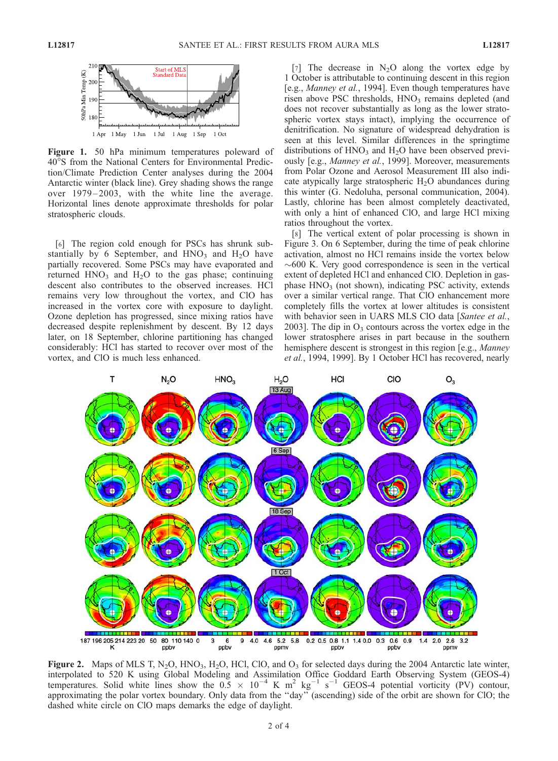Figure 1. 50 hPa minimum temperatures poleward of 40°S from the National Centers for Environmental Prediction/Climate Prediction Center analyses during the 2004 Antarctic winter (black line). Grey shading shows the range over 1979–2003, with the white line the average. Horizontal lines denote approximate thresholds for polar stratospheric clouds.

[6] The region cold enough for PSCs has shrunk substantially by 6 September, and $HNO_3$ and $H_2O$ have partially recovered. Some PSCs may have evaporated and returned $HNO_3$ and $H_2O$ to the gas phase; continuing descent also contributes to the observed increases. HCl remains very low throughout the vortex, and ClO has increased in the vortex core with exposure to daylight. Ozone depletion has progressed, since mixing ratios have decreased despite replenishment by descent. By 12 days later, on 18 September, chlorine partitioning has changed considerably: HCl has started to recover over most of the vortex, and ClO is much less enhanced.

[7] The decrease in $N_2O$ along the vortex edge by 1 October is attributable to continuing descent in this region [e.g., *Manney et al.*, 1994]. Even though temperatures have risen above PSC thresholds, $HNO_3$ remains depleted (and does not recover substantially as long as the lower stratospheric vortex stays intact), implying the occurrence of denitrification. No signature of widespread dehydration is seen at this level. Similar differences in the springtime distributions of $HNO_3$ and $H_2O$ have been observed previously [e.g., *Manney et al.*, 1999]. Moreover, measurements from Polar Ozone and Aerosol Measurement III also indicate atypically large stratospheric $H_2O$ abundances during this winter (G. Nedoluha, personal communication, 2004). Lastly, chlorine has been almost completely deactivated, with only a hint of enhanced ClO, and large HCl mixing ratios throughout the vortex.

[8] The vertical extent of polar processing is shown in Figure 3. On 6 September, during the time of peak chlorine activation, almost no HCl remains inside the vortex below ~600 K. Very good correspondence is seen in the vertical extent of depleted HCl and enhanced ClO. Depletion in gas-phase $HNO_3$ (not shown), indicating PSC activity, extends over a similar vertical range. That ClO enhancement more completely fills the vortex at lower altitudes is consistent with behavior seen in UARS MLS ClO data [*Santee et al.*, 2003]. The dip in $O_3$ contours across the vortex edge in the lower stratosphere arises in part because in the southern hemisphere descent is strongest in this region [e.g., *Manney et al.*, 1994, 1999]. By 1 October HCl has recovered, nearly

Figure 2. Maps of MLS T, $N_2O$, $HNO_3$, $H_2O$, HCl, ClO, and $O_3$ for selected days during the 2004 Antarctic late winter, interpolated to 520 K using Global Modeling and Assimilation Office Goddard Earth Observing System (GEOS-4) temperatures. Solid white lines show the $0.5 \times 10^{-4}$ K m$^2$ kg$^{-1}$ s$^{-1}$ GEOS-4 potential vorticity (PV) contour, approximating the polar vortex boundary. Only data from the "day" (ascending) side of the orbit are shown for ClO; the dashed white circle on ClO maps demarks the edge of daylight.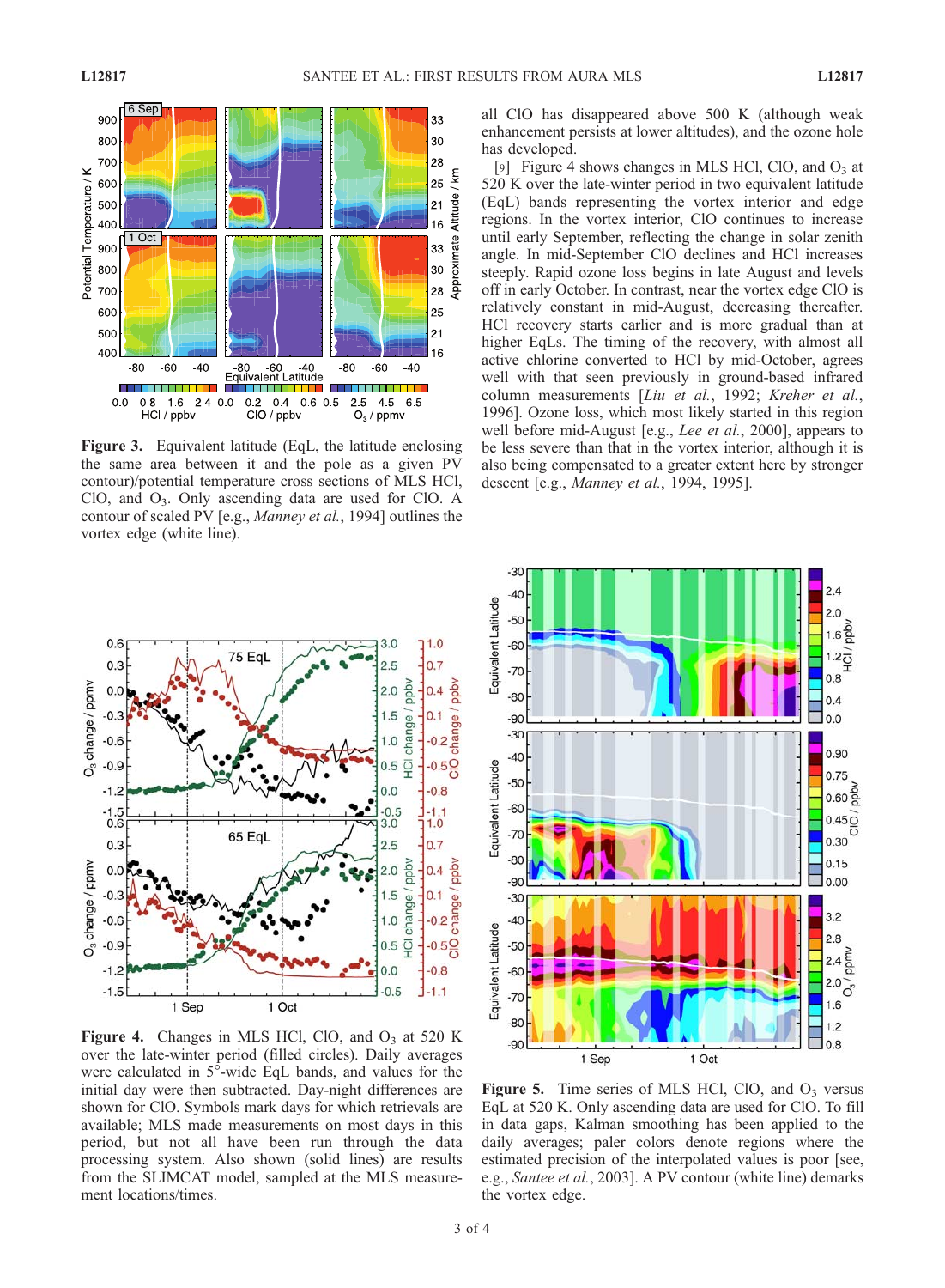**Figure 3.** Equivalent latitude (EqL, the latitude enclosing the same area between it and the pole as a given PV contour)/potential temperature cross sections of MLS HCl, ClO, and $O_3$. Only ascending data are used for ClO. A contour of scaled PV [e.g., *Manney et al.*, 1994] outlines the vortex edge (white line).

all ClO has disappeared above 500 K (although weak enhancement persists at lower altitudes), and the ozone hole has developed.

[9] Figure 4 shows changes in MLS HCl, ClO, and $O_3$ at 520 K over the late-winter period in two equivalent latitude (EqL) bands representing the vortex interior and edge regions. In the vortex interior, ClO continues to increase until early September, reflecting the change in solar zenith angle. In mid-September ClO declines and HCl increases steeply. Rapid ozone loss begins in late August and levels off in early October. In contrast, near the vortex edge ClO is relatively constant in mid-August, decreasing thereafter. HCl recovery starts earlier and is more gradual than at higher EqLs. The timing of the recovery, with almost all active chlorine converted to HCl by mid-October, agrees well with that seen previously in ground-based infrared column measurements [*Liu et al.*, 1992; *Kreher et al.*, 1996]. Ozone loss, which most likely started in this region well before mid-August [e.g., *Lee et al.*, 2000], appears to be less severe than that in the vortex interior, although it is also being compensated to a greater extent here by stronger descent [e.g., *Manney et al.*, 1994, 1995].

**Figure 4.** Changes in MLS HCl, ClO, and $O_3$ at 520 K over the late-winter period (filled circles). Daily averages were calculated in 5°-wide EqL bands, and values for the initial day were then subtracted. Day-night differences are shown for ClO. Symbols mark days for which retrievals are available; MLS made measurements on most days in this period, but not all have been run through the data processing system. Also shown (solid lines) are results from the SLIMCAT model, sampled at the MLS measurement locations/times.

**Figure 5.** Time series of MLS HCl, ClO, and $O_3$ versus EqL at 520 K. Only ascending data are used for ClO. To fill in data gaps, Kalman smoothing has been applied to the daily averages; paler colors denote regions where the estimated precision of the interpolated values is poor [see, e.g., *Santee et al.*, 2003]. A PV contour (white line) demarks the vortex edge.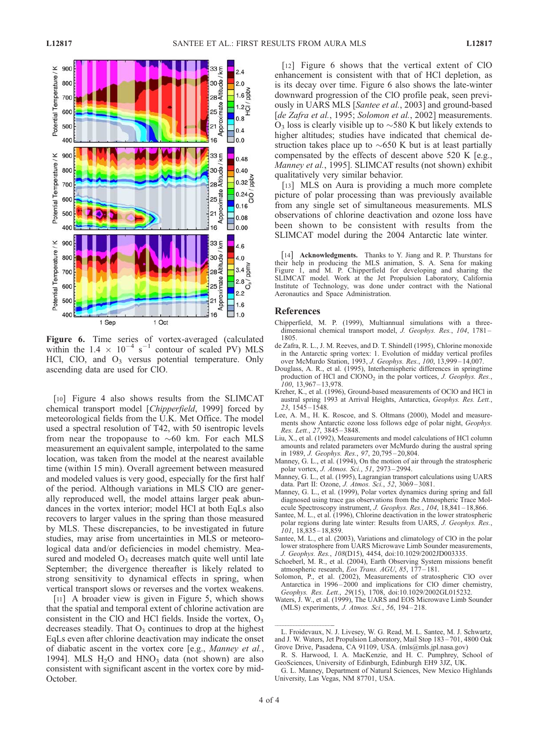Potential Temperature / K
900
800
700
600
500
400
33
30
28
25
21
16
Approximate Altitude / km
2.4
2.0
1.6
1.2
0.8
0.4
0.0
HCl / ppbv

Potential Temperature / K
900
800
700
600
500
400
33
30
28
25
21
16
Approximate Altitude / km
0.48
0.40
0.32
0.24
0.16
0.08
0.00
ClO / ppbv

Potential Temperature / K
900
800
700
600
500
400
33
30
28
25
21
16
Approximate Altitude / km
4.6
4.0
3.4
2.8
2.2
1.6
1.0
$O_3$ / ppmv
1 Sep
1 Oct

**Figure 6.** Time series of vortex-averaged (calculated within the $1.4 \times 10^{-4}$ $s^{-1}$ contour of scaled PV) MLS HCl, ClO, and $O_3$ versus potential temperature. Only ascending data are used for ClO.

[10] Figure 4 also shows results from the SLIMCAT chemical transport model [*Chipperfield*, 1999] forced by meteorological fields from the U.K. Met Office. The model used a spectral resolution of T42, with 50 isentropic levels from near the tropopause to ~60 km. For each MLS measurement an equivalent sample, interpolated to the same location, was taken from the model at the nearest available time (within 15 min). Overall agreement between measured and modeled values is very good, especially for the first half of the period. Although variations in MLS ClO are generally reproduced well, the model attains larger peak abundances in the vortex interior; model HCl at both EqLs also recovers to larger values in the spring than those measured by MLS. These discrepancies, to be investigated in future studies, may arise from uncertainties in MLS or meteorological data and/or deficiencies in model chemistry. Measured and modeled $O_3$ decreases match quite well until late September; the divergence thereafter is likely related to strong sensitivity to dynamical effects in spring, when vertical transport slows or reverses and the vortex weakens.

[11] A broader view is given in Figure 5, which shows that the spatial and temporal extent of chlorine activation are consistent in the ClO and HCl fields. Inside the vortex, $O_3$ decreases steadily. That $O_3$ continues to drop at the highest EqLs even after chlorine deactivation may indicate the onset of diabatic ascent in the vortex core [e.g., *Manney et al.*, 1994]. MLS $H_2O$ and $HNO_3$ data (not shown) are also consistent with significant ascent in the vortex core by mid-October.

[12] Figure 6 shows that the vertical extent of ClO enhancement is consistent with that of HCl depletion, as is its decay over time. Figure 6 also shows the late-winter downward progression of the ClO profile peak, seen previously in UARS MLS [*Santee et al.*, 2003] and ground-based [*de Zafra et al.*, 1995; *Solomon et al.*, 2002] measurements. $O_3$ loss is clearly visible up to ~580 K but likely extends to higher altitudes; studies have indicated that chemical destruction takes place up to ~650 K but is at least partially compensated by the effects of descent above 520 K [e.g., *Manney et al.*, 1995]. SLIMCAT results (not shown) exhibit qualitatively very similar behavior.

[13] MLS on Aura is providing a much more complete picture of polar processing than was previously available from any single set of simultaneous measurements. MLS observations of chlorine deactivation and ozone loss have been shown to be consistent with results from the SLIMCAT model during the 2004 Antarctic late winter.

[14] **Acknowledgments.** Thanks to Y. Jiang and R. P. Thurstans for their help in producing the MLS animation, S. A. Sena for making Figure 1, and M. P. Chipperfield for developing and sharing the SLIMCAT model. Work at the Jet Propulsion Laboratory, California Institute of Technology, was done under contract with the National Aeronautics and Space Administration.

## References

Chipperfield, M. P. (1999), Multiannual simulations with a three-dimensional chemical transport model, *J. Geophys. Res.*, *104*, 1781–1805.

de Zafra, R. L., J. M. Reeves, and D. T. Shindell (1995), Chlorine monoxide in the Antarctic spring vortex: 1. Evolution of midday vertical profiles over McMurdo Station, 1993, *J. Geophys. Res.*, *100*, 13,999–14,007.

Douglass, A. R., et al. (1995), Interhemispheric differences in springtime production of HCl and $ClONO_2$ in the polar vortices, *J. Geophys. Res.*, *100*, 13,967–13,978.

Kreher, K., et al. (1996), Ground-based measurements of OClO and HCl in austral spring 1993 at Arrival Heights, Antarctica, *Geophys. Res. Lett.*, *23*, 1545–1548.

Lee, A. M., H. K. Roscoe, and S. Oltmans (2000), Model and measurements show Antarctic ozone loss follows edge of polar night, *Geophys. Res. Lett.*, *27*, 3845–3848.

Liu, X., et al. (1992), Measurements and model calculations of HCl column amounts and related parameters over McMurdo during the austral spring in 1989, *J. Geophys. Res.*, *97*, 20,795–20,804.

Manney, G. L., et al. (1994), On the motion of air through the stratospheric polar vortex, *J. Atmos. Sci.*, *51*, 2973–2994.

Manney, G. L., et al. (1995), Lagrangian transport calculations using UARS data. Part II: Ozone, *J. Atmos. Sci.*, *52*, 3069–3081.

Manney, G. L., et al. (1999), Polar vortex dynamics during spring and fall diagnosed using trace gas observations from the Atmospheric Trace Molecule Spectroscopy instrument, *J. Geophys. Res.*, *104*, 18,841–18,866.

Santee, M. L., et al. (1996), Chlorine deactivation in the lower stratospheric polar regions during late winter: Results from UARS, *J. Geophys. Res.*, *101*, 18,835–18,859.

Santee, M. L., et al. (2003), Variations and climatology of ClO in the polar lower stratosphere from UARS Microwave Limb Sounder measurements, *J. Geophys. Res.*, *108*(D15), 4454, doi:10.1029/2002JD003335.

Schoeberl, M. R., et al. (2004), Earth Observing System missions benefit atmospheric research, *Eos Trans. AGU*, *85*, 177–181.

Solomon, P., et al. (2002), Measurements of stratospheric ClO over Antarctica in 1996–2000 and implications for ClO dimer chemistry, *Geophys. Res. Lett.*, *29*(15), 1708, doi:10.1029/2002GL015232.

Waters, J. W., et al. (1999), The UARS and EOS Microwave Limb Sounder (MLS) experiments, *J. Atmos. Sci.*, *56*, 194–218.

---

L. Froidevaux, N. J. Livesey, W. G. Read, M. L. Santee, M. J. Schwartz, and J. W. Waters, Jet Propulsion Laboratory, Mail Stop 183–701, 4800 Oak Grove Drive, Pasadena, CA 91109, USA. (mls@mls.jpl.nasa.gov)

R. S. Harwood, I. A. MacKenzie, and H. C. Pumphrey, School of GeoSciences, University of Edinburgh, Edinburgh EH9 3JZ, UK.

G. L. Manney, Department of Natural Sciences, New Mexico Highlands University, Las Vegas, NM 87701, USA.